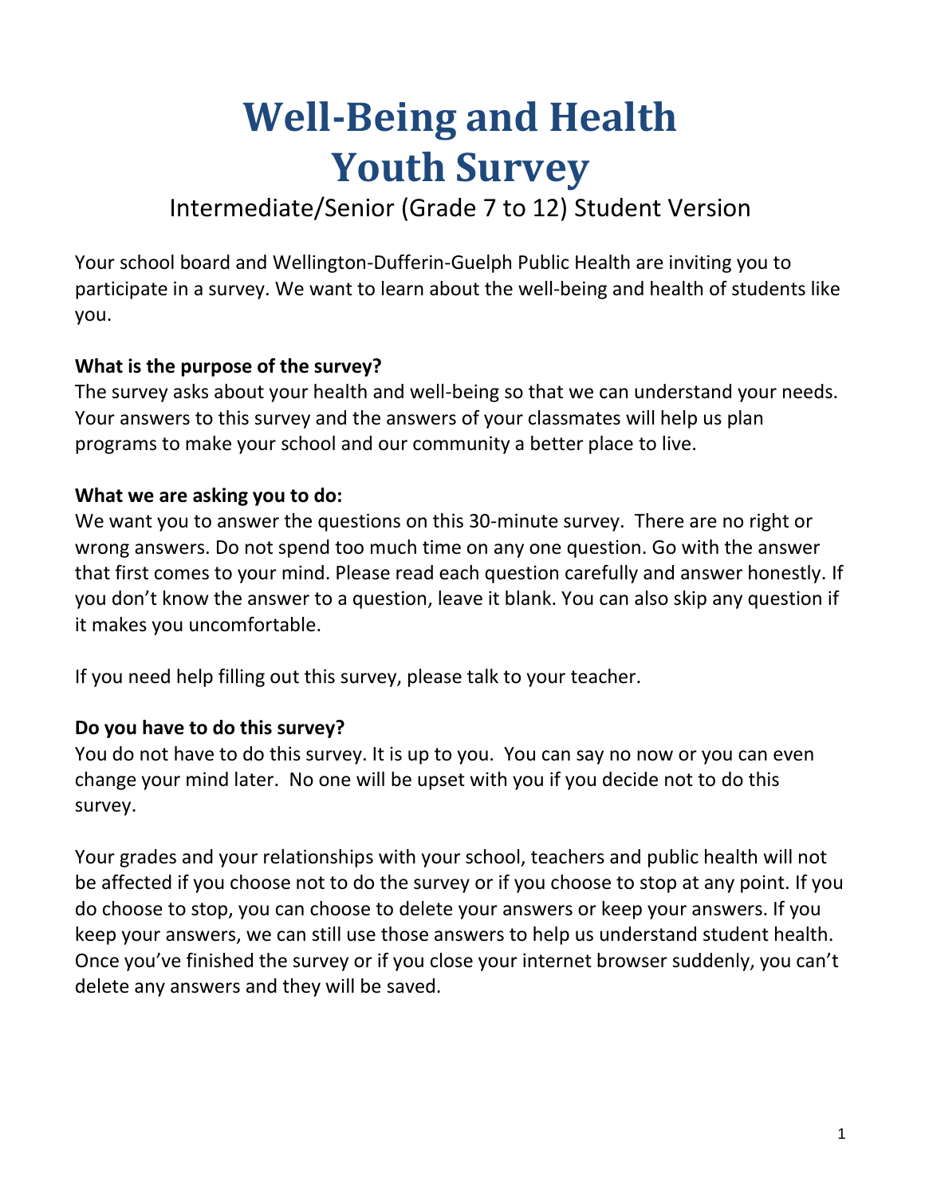# Well-Being and Health
# Youth Survey

## Intermediate/Senior (Grade 7 to 12) Student Version

Your school board and Wellington-Dufferin-Guelph Public Health are inviting you to participate in a survey. We want to learn about the well-being and health of students like you.

**What is the purpose of the survey?**

The survey asks about your health and well-being so that we can understand your needs. Your answers to this survey and the answers of your classmates will help us plan programs to make your school and our community a better place to live.

**What we are asking you to do:**

We want you to answer the questions on this 30-minute survey. There are no right or wrong answers. Do not spend too much time on any one question. Go with the answer that first comes to your mind. Please read each question carefully and answer honestly. If you don't know the answer to a question, leave it blank. You can also skip any question if it makes you uncomfortable.

If you need help filling out this survey, please talk to your teacher.

**Do you have to do this survey?**

You do not have to do this survey. It is up to you. You can say no now or you can even change your mind later. No one will be upset with you if you decide not to do this survey.

Your grades and your relationships with your school, teachers and public health will not be affected if you choose not to do the survey or if you choose to stop at any point. If you do choose to stop, you can choose to delete your answers or keep your answers. If you keep your answers, we can still use those answers to help us understand student health. Once you've finished the survey or if you close your internet browser suddenly, you can't delete any answers and they will be saved.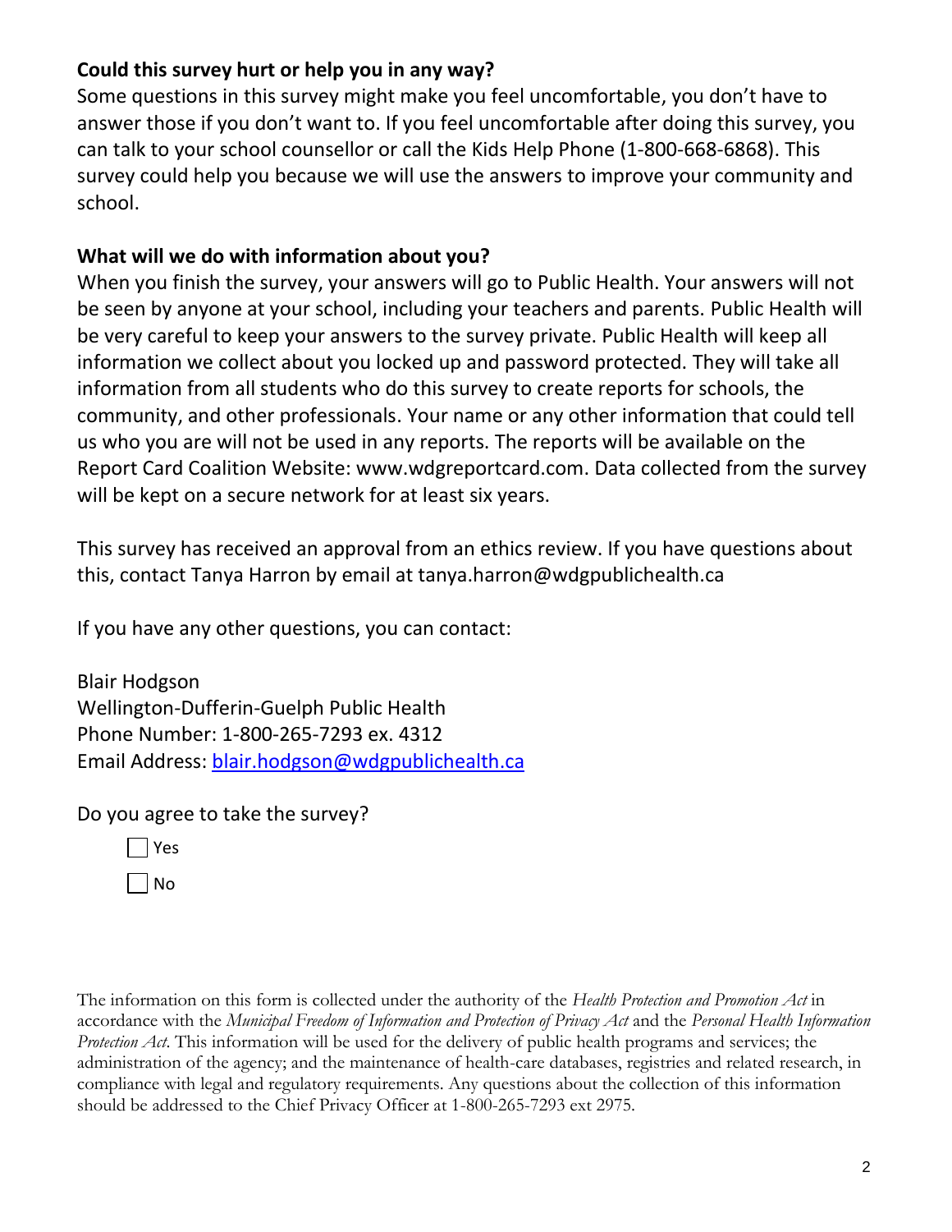**Could this survey hurt or help you in any way?**

Some questions in this survey might make you feel uncomfortable, you don't have to answer those if you don't want to. If you feel uncomfortable after doing this survey, you can talk to your school counsellor or call the Kids Help Phone (1-800-668-6868). This survey could help you because we will use the answers to improve your community and school.

**What will we do with information about you?**

When you finish the survey, your answers will go to Public Health. Your answers will not be seen by anyone at your school, including your teachers and parents. Public Health will be very careful to keep your answers to the survey private. Public Health will keep all information we collect about you locked up and password protected. They will take all information from all students who do this survey to create reports for schools, the community, and other professionals. Your name or any other information that could tell us who you are will not be used in any reports. The reports will be available on the Report Card Coalition Website: www.wdgreportcard.com. Data collected from the survey will be kept on a secure network for at least six years.

This survey has received an approval from an ethics review. If you have questions about this, contact Tanya Harron by email at tanya.harron@wdgpublichealth.ca

If you have any other questions, you can contact:

Blair Hodgson
Wellington-Dufferin-Guelph Public Health
Phone Number: 1-800-265-7293 ex. 4312
Email Address: blair.hodgson@wdgpublichealth.ca

Do you agree to take the survey?

- ☐ Yes
- ☐ No

The information on this form is collected under the authority of the *Health Protection and Promotion Act* in accordance with the *Municipal Freedom of Information and Protection of Privacy Act* and the *Personal Health Information Protection Act*. This information will be used for the delivery of public health programs and services; the administration of the agency; and the maintenance of health-care databases, registries and related research, in compliance with legal and regulatory requirements. Any questions about the collection of this information should be addressed to the Chief Privacy Officer at 1-800-265-7293 ext 2975.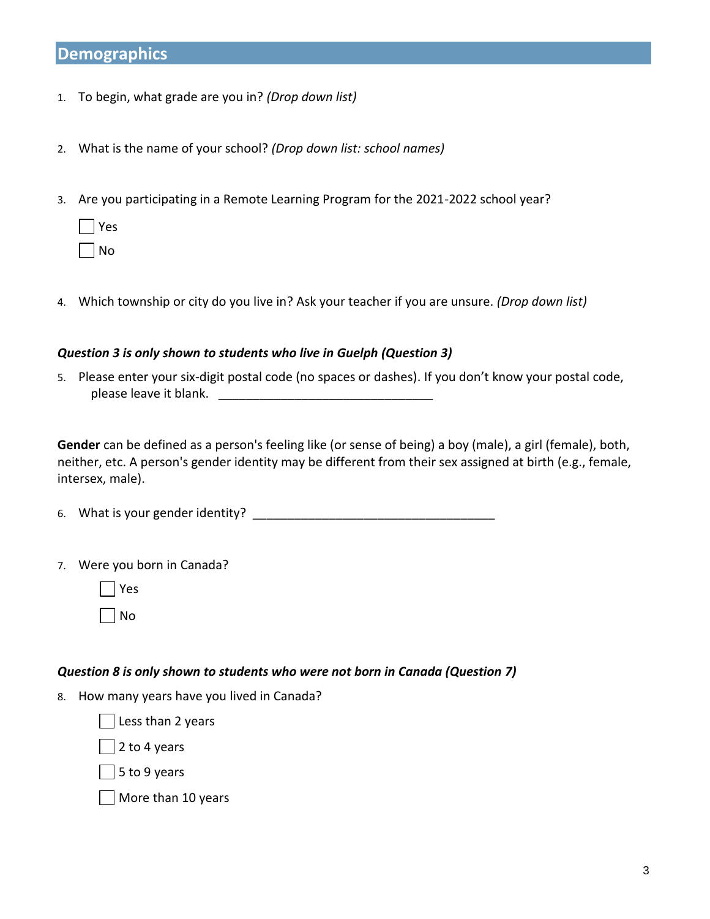## Demographics

1. To begin, what grade are you in? *(Drop down list)*

2. What is the name of your school? *(Drop down list: school names)*

3. Are you participating in a Remote Learning Program for the 2021-2022 school year?

   ☐ Yes

   ☐ No

4. Which township or city do you live in? Ask your teacher if you are unsure. *(Drop down list)*

***Question 3 is only shown to students who live in Guelph (Question 3)***

5. Please enter your six-digit postal code (no spaces or dashes). If you don't know your postal code, please leave it blank. ______________________________

**Gender** can be defined as a person's feeling like (or sense of being) a boy (male), a girl (female), both, neither, etc. A person's gender identity may be different from their sex assigned at birth (e.g., female, intersex, male).

6. What is your gender identity? ______________________________

7. Were you born in Canada?

   ☐ Yes

   ☐ No

***Question 8 is only shown to students who were not born in Canada (Question 7)***

8. How many years have you lived in Canada?

   ☐ Less than 2 years

   ☐ 2 to 4 years

   ☐ 5 to 9 years

   ☐ More than 10 years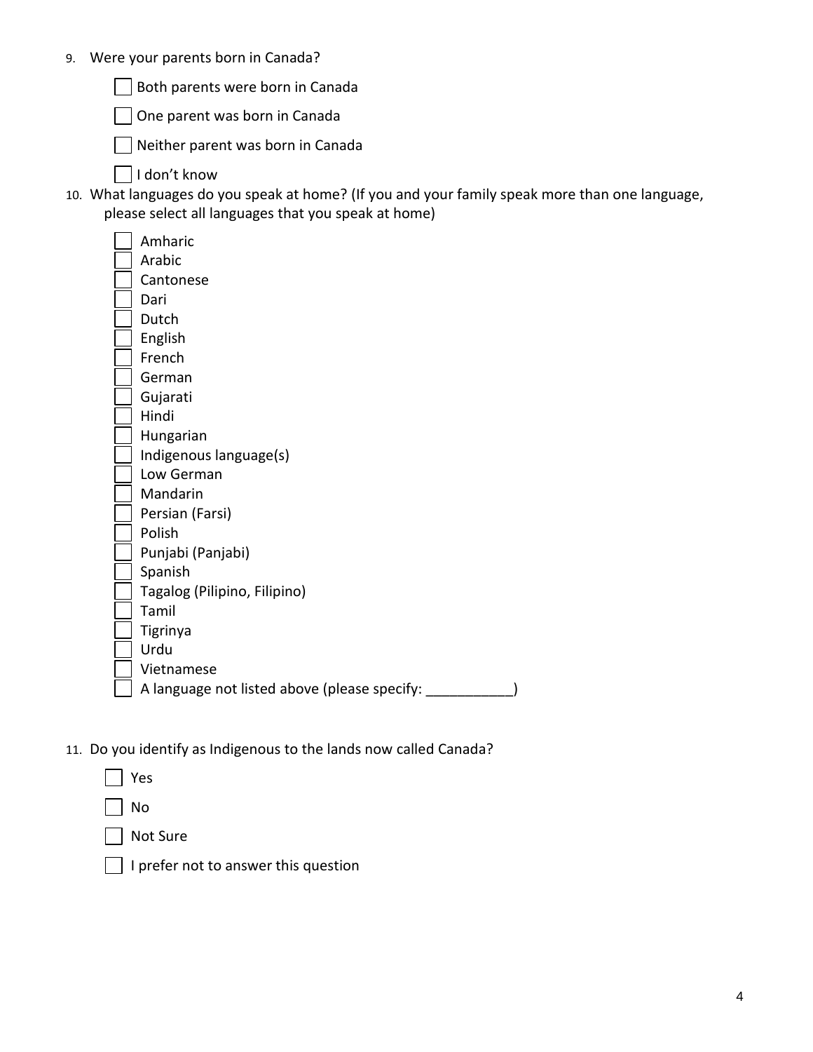9. Were your parents born in Canada?

   - [ ] Both parents were born in Canada
   - [ ] One parent was born in Canada
   - [ ] Neither parent was born in Canada
   - [ ] I don't know

10. What languages do you speak at home? (If you and your family speak more than one language, please select all languages that you speak at home)

   - [ ] Amharic
   - [ ] Arabic
   - [ ] Cantonese
   - [ ] Dari
   - [ ] Dutch
   - [ ] English
   - [ ] French
   - [ ] German
   - [ ] Gujarati
   - [ ] Hindi
   - [ ] Hungarian
   - [ ] Indigenous language(s)
   - [ ] Low German
   - [ ] Mandarin
   - [ ] Persian (Farsi)
   - [ ] Polish
   - [ ] Punjabi (Panjabi)
   - [ ] Spanish
   - [ ] Tagalog (Pilipino, Filipino)
   - [ ] Tamil
   - [ ] Tigrinya
   - [ ] Urdu
   - [ ] Vietnamese
   - [ ] A language not listed above (please specify: ___________)

11. Do you identify as Indigenous to the lands now called Canada?

   - [ ] Yes
   - [ ] No
   - [ ] Not Sure
   - [ ] I prefer not to answer this question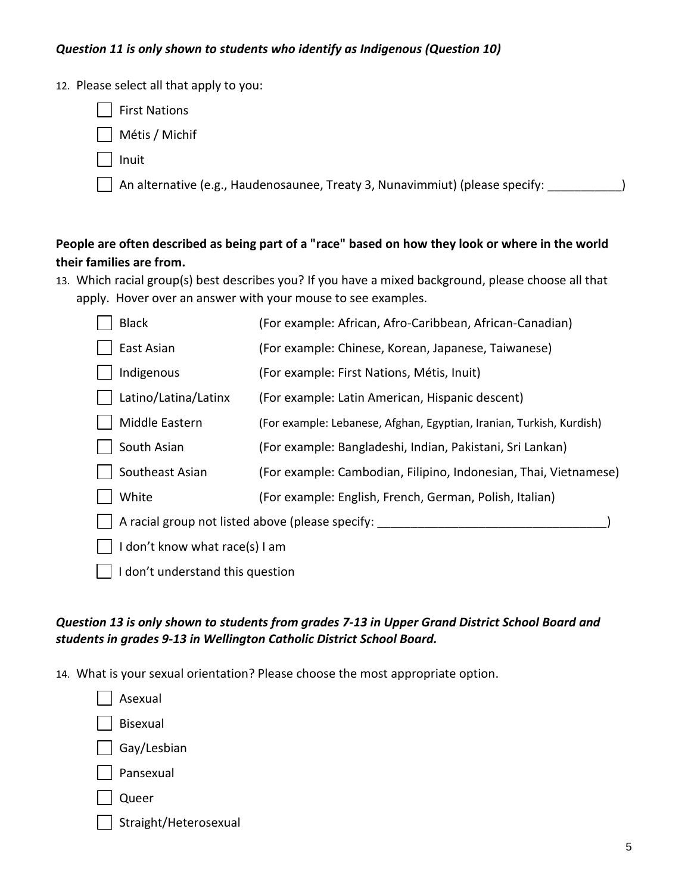***Question 11 is only shown to students who identify as Indigenous (Question 10)***

12. Please select all that apply to you:

- [ ] First Nations
- [ ] Métis / Michif
- [ ] Inuit
- [ ] An alternative (e.g., Haudenosaunee, Treaty 3, Nunavimmiut) (please specify: ___________)

**People are often described as being part of a "race" based on how they look or where in the world their families are from.**

13. Which racial group(s) best describes you? If you have a mixed background, please choose all that apply. Hover over an answer with your mouse to see examples.

- [ ] Black (For example: African, Afro-Caribbean, African-Canadian)
- [ ] East Asian (For example: Chinese, Korean, Japanese, Taiwanese)
- [ ] Indigenous (For example: First Nations, Métis, Inuit)
- [ ] Latino/Latina/Latinx (For example: Latin American, Hispanic descent)
- [ ] Middle Eastern (For example: Lebanese, Afghan, Egyptian, Iranian, Turkish, Kurdish)
- [ ] South Asian (For example: Bangladeshi, Indian, Pakistani, Sri Lankan)
- [ ] Southeast Asian (For example: Cambodian, Filipino, Indonesian, Thai, Vietnamese)
- [ ] White (For example: English, French, German, Polish, Italian)
- [ ] A racial group not listed above (please specify: ___________________________________)
- [ ] I don't know what race(s) I am
- [ ] I don't understand this question

***Question 13 is only shown to students from grades 7-13 in Upper Grand District School Board and students in grades 9-13 in Wellington Catholic District School Board.***

14. What is your sexual orientation? Please choose the most appropriate option.

- [ ] Asexual
- [ ] Bisexual
- [ ] Gay/Lesbian
- [ ] Pansexual
- [ ] Queer
- [ ] Straight/Heterosexual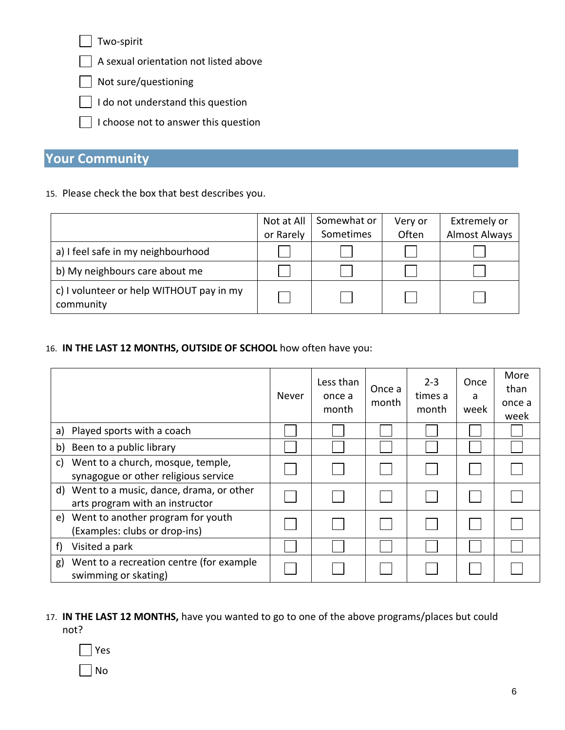- [ ] Two-spirit
- [ ] A sexual orientation not listed above
- [ ] Not sure/questioning
- [ ] I do not understand this question
- [ ] I choose not to answer this question

## Your Community

15. Please check the box that best describes you.

| | Not at All or Rarely | Somewhat or Sometimes | Very or Often | Extremely or Almost Always |
|---|---|---|---|---|
| a) I feel safe in my neighbourhood | ☐ | ☐ | ☐ | ☐ |
| b) My neighbours care about me | ☐ | ☐ | ☐ | ☐ |
| c) I volunteer or help WITHOUT pay in my community | ☐ | ☐ | ☐ | ☐ |

16. **IN THE LAST 12 MONTHS, OUTSIDE OF SCHOOL** how often have you:

| | Never | Less than once a month | Once a month | 2-3 times a month | Once a week | More than once a week |
|---|---|---|---|---|---|---|
| a) Played sports with a coach | ☐ | ☐ | ☐ | ☐ | ☐ | ☐ |
| b) Been to a public library | ☐ | ☐ | ☐ | ☐ | ☐ | ☐ |
| c) Went to a church, mosque, temple, synagogue or other religious service | ☐ | ☐ | ☐ | ☐ | ☐ | ☐ |
| d) Went to a music, dance, drama, or other arts program with an instructor | ☐ | ☐ | ☐ | ☐ | ☐ | ☐ |
| e) Went to another program for youth (Examples: clubs or drop-ins) | ☐ | ☐ | ☐ | ☐ | ☐ | ☐ |
| f) Visited a park | ☐ | ☐ | ☐ | ☐ | ☐ | ☐ |
| g) Went to a recreation centre (for example swimming or skating) | ☐ | ☐ | ☐ | ☐ | ☐ | ☐ |

17. **IN THE LAST 12 MONTHS,** have you wanted to go to one of the above programs/places but could not?

- [ ] Yes
- [ ] No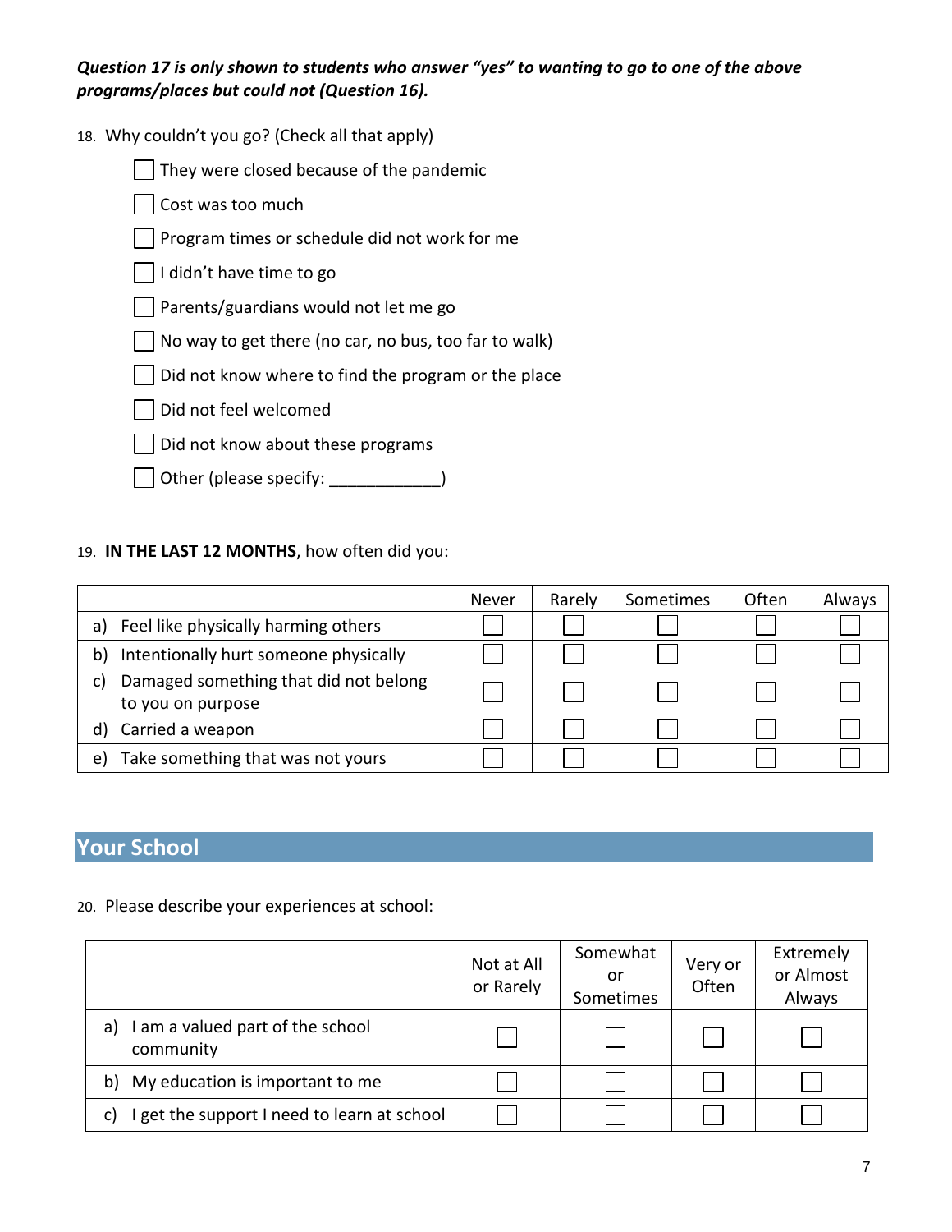***Question 17 is only shown to students who answer "yes" to wanting to go to one of the above programs/places but could not (Question 16).***

18. Why couldn't you go? (Check all that apply)

- ☐ They were closed because of the pandemic
- ☐ Cost was too much
- ☐ Program times or schedule did not work for me
- ☐ I didn't have time to go
- ☐ Parents/guardians would not let me go
- ☐ No way to get there (no car, no bus, too far to walk)
- ☐ Did not know where to find the program or the place
- ☐ Did not feel welcomed
- ☐ Did not know about these programs
- ☐ Other (please specify: ____________)

19. **IN THE LAST 12 MONTHS**, how often did you:

| | Never | Rarely | Sometimes | Often | Always |
|---|---|---|---|---|---|
| a) Feel like physically harming others | ☐ | ☐ | ☐ | ☐ | ☐ |
| b) Intentionally hurt someone physically | ☐ | ☐ | ☐ | ☐ | ☐ |
| c) Damaged something that did not belong to you on purpose | ☐ | ☐ | ☐ | ☐ | ☐ |
| d) Carried a weapon | ☐ | ☐ | ☐ | ☐ | ☐ |
| e) Take something that was not yours | ☐ | ☐ | ☐ | ☐ | ☐ |

## Your School

20. Please describe your experiences at school:

| | Not at All or Rarely | Somewhat or Sometimes | Very or Often | Extremely or Almost Always |
|---|---|---|---|---|
| a) I am a valued part of the school community | ☐ | ☐ | ☐ | ☐ |
| b) My education is important to me | ☐ | ☐ | ☐ | ☐ |
| c) I get the support I need to learn at school | ☐ | ☐ | ☐ | ☐ |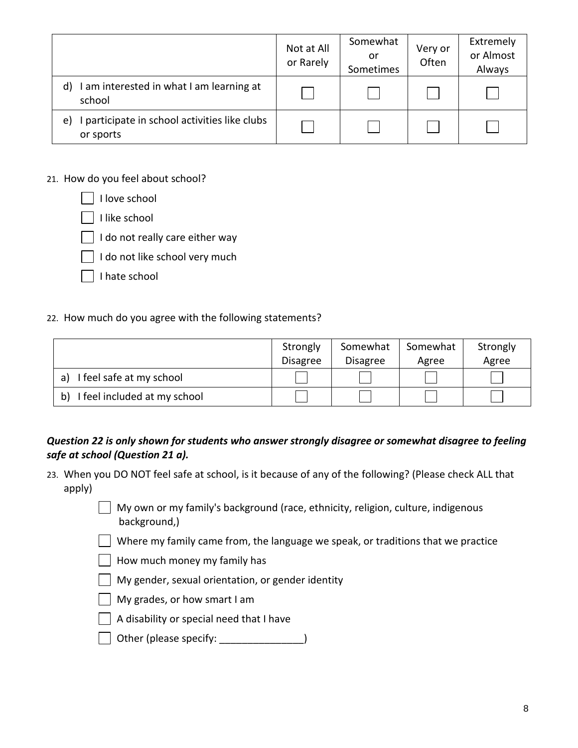| | Not at All or Rarely | Somewhat or Sometimes | Very or Often | Extremely or Almost Always |
|---|---|---|---|---|
| d) I am interested in what I am learning at school | ☐ | ☐ | ☐ | ☐ |
| e) I participate in school activities like clubs or sports | ☐ | ☐ | ☐ | ☐ |

21. How do you feel about school?

    - ☐ I love school
    - ☐ I like school
    - ☐ I do not really care either way
    - ☐ I do not like school very much
    - ☐ I hate school

22. How much do you agree with the following statements?

| | Strongly Disagree | Somewhat Disagree | Somewhat Agree | Strongly Agree |
|---|---|---|---|---|
| a) I feel safe at my school | ☐ | ☐ | ☐ | ☐ |
| b) I feel included at my school | ☐ | ☐ | ☐ | ☐ |

***Question 22 is only shown for students who answer strongly disagree or somewhat disagree to feeling safe at school (Question 21 a).***

23. When you DO NOT feel safe at school, is it because of any of the following? (Please check ALL that apply)

    - ☐ My own or my family's background (race, ethnicity, religion, culture, indigenous background,)
    - ☐ Where my family came from, the language we speak, or traditions that we practice
    - ☐ How much money my family has
    - ☐ My gender, sexual orientation, or gender identity
    - ☐ My grades, or how smart I am
    - ☐ A disability or special need that I have
    - ☐ Other (please specify: _______________)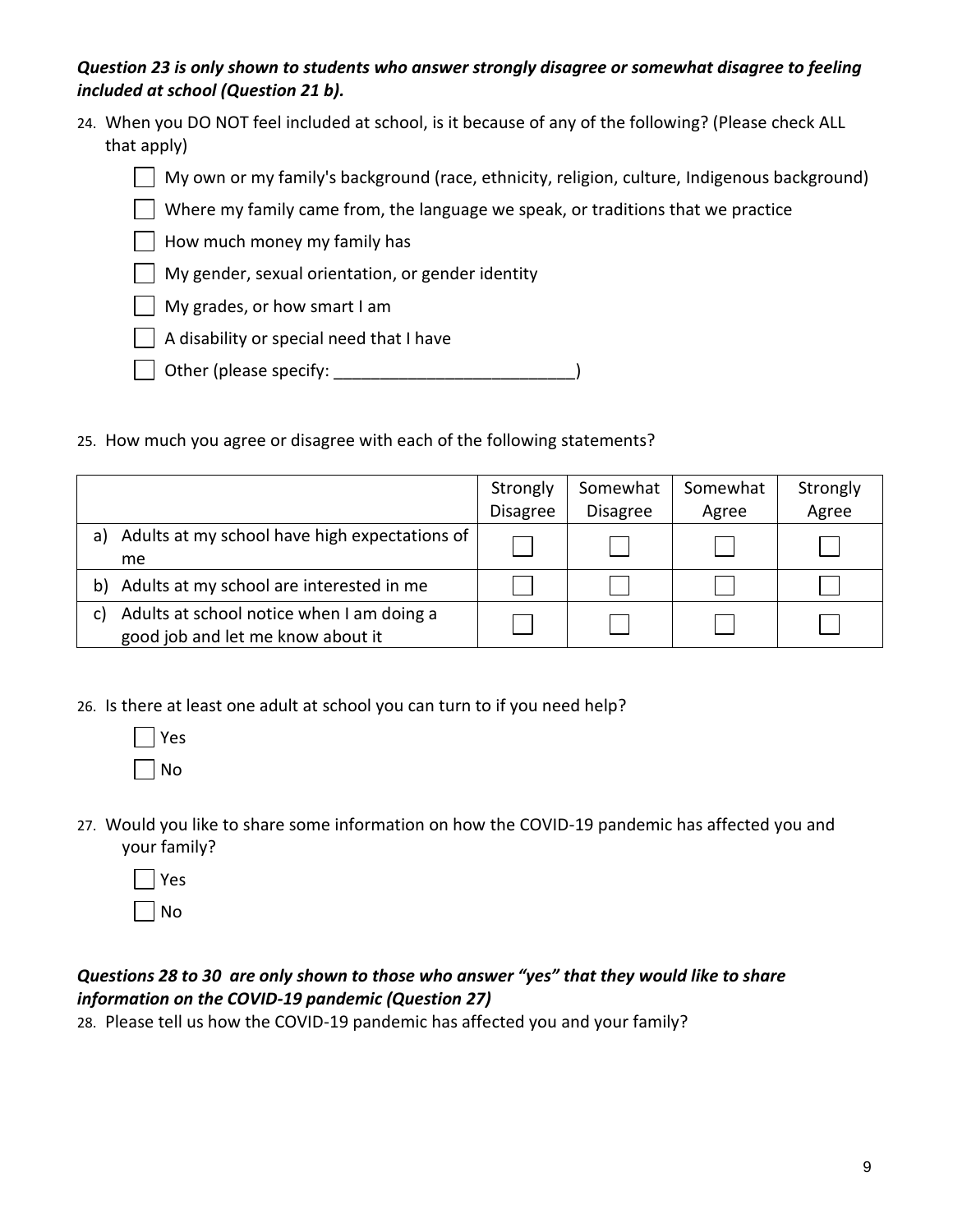***Question 23 is only shown to students who answer strongly disagree or somewhat disagree to feeling included at school (Question 21 b).***

24. When you DO NOT feel included at school, is it because of any of the following? (Please check ALL that apply)

- ☐ My own or my family's background (race, ethnicity, religion, culture, Indigenous background)
- ☐ Where my family came from, the language we speak, or traditions that we practice
- ☐ How much money my family has
- ☐ My gender, sexual orientation, or gender identity
- ☐ My grades, or how smart I am
- ☐ A disability or special need that I have
- ☐ Other (please specify: ________________________)

25. How much you agree or disagree with each of the following statements?

| | Strongly Disagree | Somewhat Disagree | Somewhat Agree | Strongly Agree |
|---|---|---|---|---|
| a) Adults at my school have high expectations of me | ☐ | ☐ | ☐ | ☐ |
| b) Adults at my school are interested in me | ☐ | ☐ | ☐ | ☐ |
| c) Adults at school notice when I am doing a good job and let me know about it | ☐ | ☐ | ☐ | ☐ |

26. Is there at least one adult at school you can turn to if you need help?

- ☐ Yes
- ☐ No

27. Would you like to share some information on how the COVID-19 pandemic has affected you and your family?

- ☐ Yes
- ☐ No

***Questions 28 to 30 are only shown to those who answer "yes" that they would like to share information on the COVID-19 pandemic (Question 27)***

28. Please tell us how the COVID-19 pandemic has affected you and your family?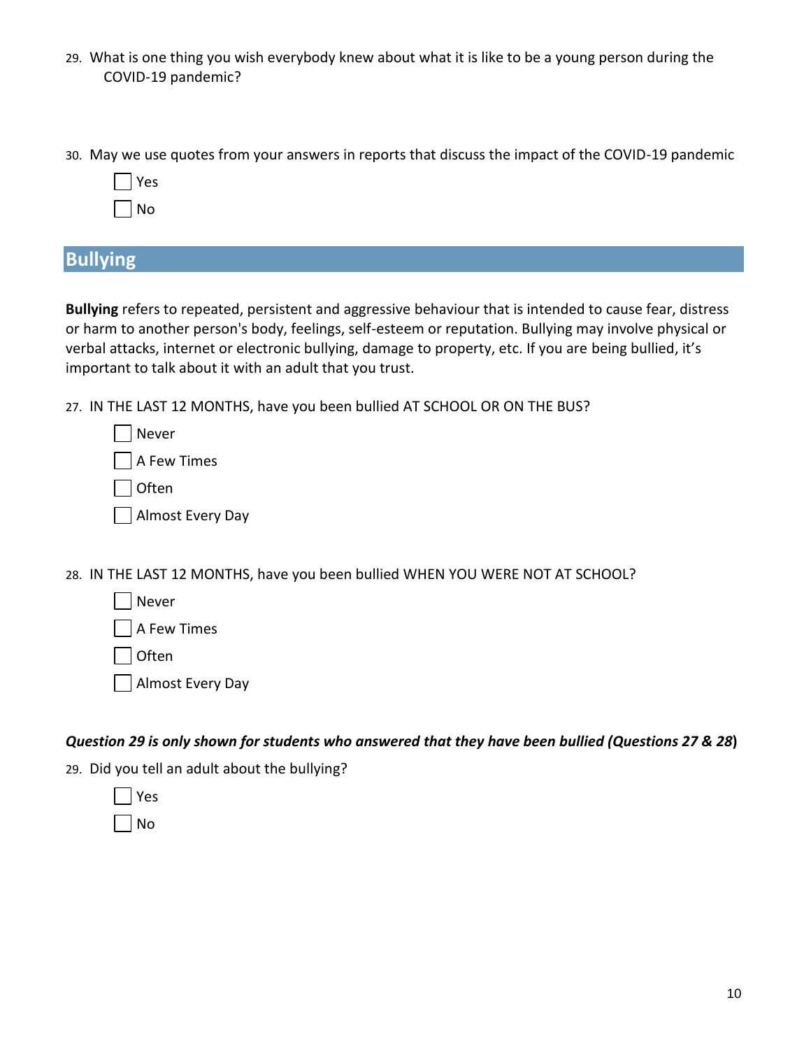29. What is one thing you wish everybody knew about what it is like to be a young person during the COVID-19 pandemic?

30. May we use quotes from your answers in reports that discuss the impact of the COVID-19 pandemic

- [ ] Yes
- [ ] No

## Bullying

**Bullying** refers to repeated, persistent and aggressive behaviour that is intended to cause fear, distress or harm to another person's body, feelings, self-esteem or reputation. Bullying may involve physical or verbal attacks, internet or electronic bullying, damage to property, etc. If you are being bullied, it's important to talk about it with an adult that you trust.

27. IN THE LAST 12 MONTHS, have you been bullied AT SCHOOL OR ON THE BUS?

- [ ] Never
- [ ] A Few Times
- [ ] Often
- [ ] Almost Every Day

28. IN THE LAST 12 MONTHS, have you been bullied WHEN YOU WERE NOT AT SCHOOL?

- [ ] Never
- [ ] A Few Times
- [ ] Often
- [ ] Almost Every Day

***Question 29 is only shown for students who answered that they have been bullied (Questions 27 & 28)***

29. Did you tell an adult about the bullying?

- [ ] Yes
- [ ] No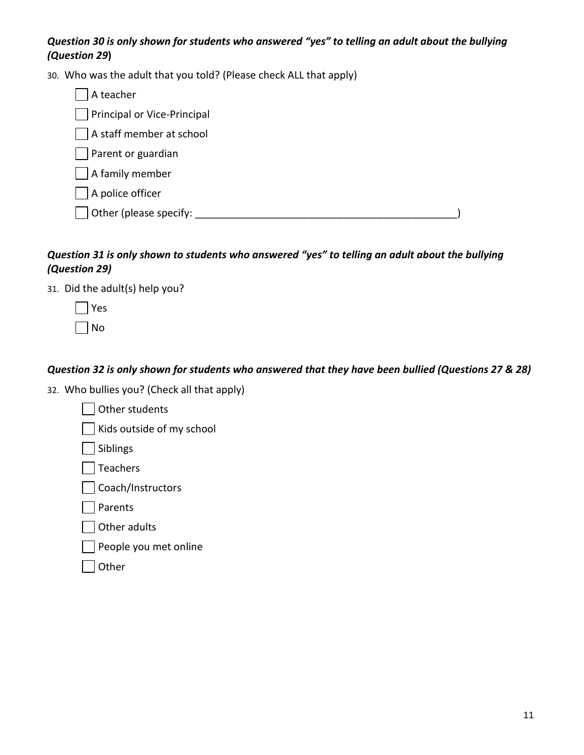***Question 30 is only shown for students who answered "yes" to telling an adult about the bullying (Question 29)***

30. Who was the adult that you told? (Please check ALL that apply)

- [ ] A teacher
- [ ] Principal or Vice-Principal
- [ ] A staff member at school
- [ ] Parent or guardian
- [ ] A family member
- [ ] A police officer
- [ ] Other (please specify: ______________________________________________)

***Question 31 is only shown to students who answered "yes" to telling an adult about the bullying (Question 29)***

31. Did the adult(s) help you?

- [ ] Yes
- [ ] No

***Question 32 is only shown for students who answered that they have been bullied (Questions 27 & 28)***

32. Who bullies you? (Check all that apply)

- [ ] Other students
- [ ] Kids outside of my school
- [ ] Siblings
- [ ] Teachers
- [ ] Coach/Instructors
- [ ] Parents
- [ ] Other adults
- [ ] People you met online
- [ ] Other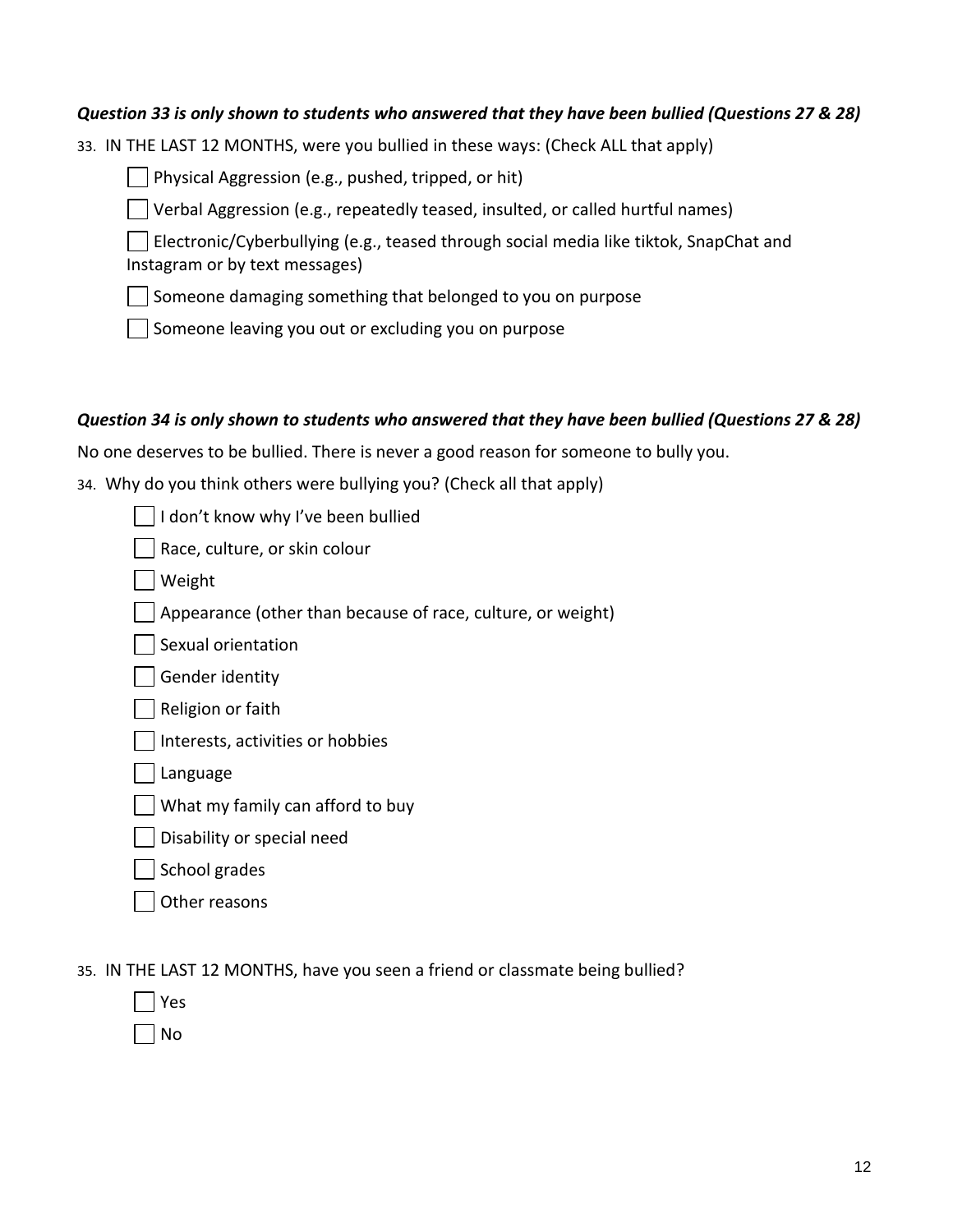***Question 33 is only shown to students who answered that they have been bullied (Questions 27 & 28)***

33. IN THE LAST 12 MONTHS, were you bullied in these ways: (Check ALL that apply)

- ☐ Physical Aggression (e.g., pushed, tripped, or hit)
- ☐ Verbal Aggression (e.g., repeatedly teased, insulted, or called hurtful names)
- ☐ Electronic/Cyberbullying (e.g., teased through social media like tiktok, SnapChat and Instagram or by text messages)
- ☐ Someone damaging something that belonged to you on purpose
- ☐ Someone leaving you out or excluding you on purpose

***Question 34 is only shown to students who answered that they have been bullied (Questions 27 & 28)***

No one deserves to be bullied. There is never a good reason for someone to bully you.

34. Why do you think others were bullying you? (Check all that apply)

- ☐ I don't know why I've been bullied
- ☐ Race, culture, or skin colour
- ☐ Weight
- ☐ Appearance (other than because of race, culture, or weight)
- ☐ Sexual orientation
- ☐ Gender identity
- ☐ Religion or faith
- ☐ Interests, activities or hobbies
- ☐ Language
- ☐ What my family can afford to buy
- ☐ Disability or special need
- ☐ School grades
- ☐ Other reasons

35. IN THE LAST 12 MONTHS, have you seen a friend or classmate being bullied?

- ☐ Yes
- ☐ No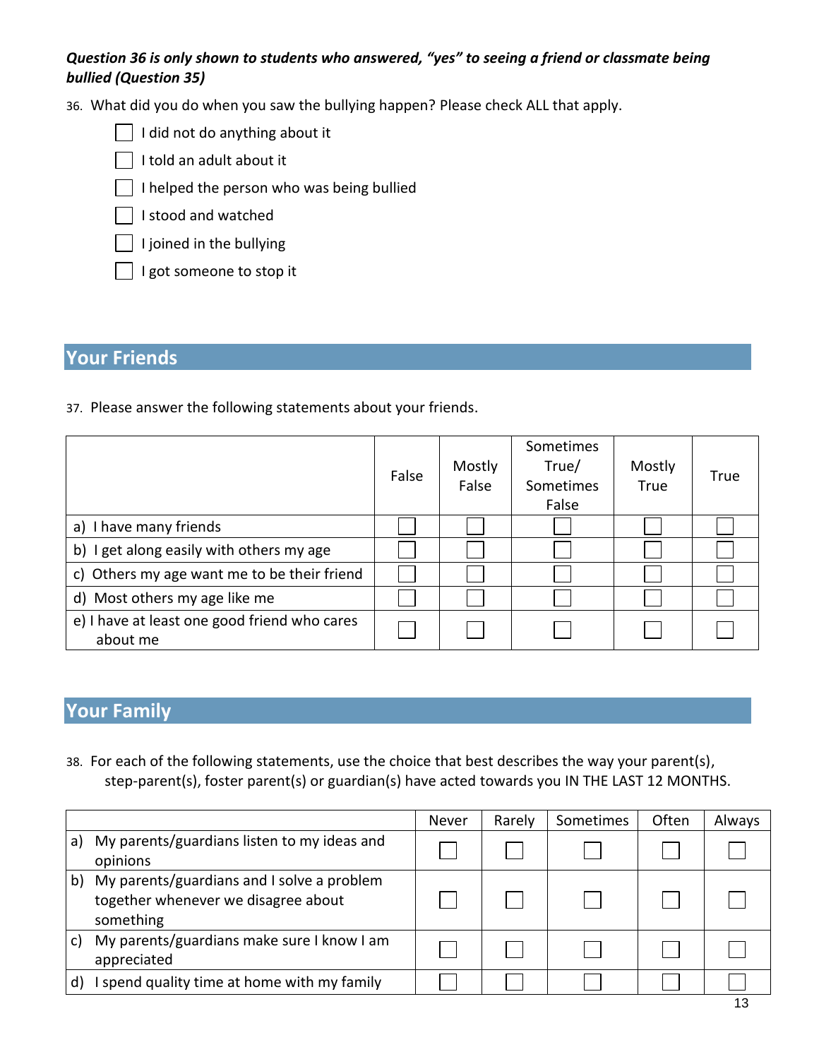***Question 36 is only shown to students who answered, "yes" to seeing a friend or classmate being bullied (Question 35)***

36. What did you do when you saw the bullying happen? Please check ALL that apply.

- ☐ I did not do anything about it
- ☐ I told an adult about it
- ☐ I helped the person who was being bullied
- ☐ I stood and watched
- ☐ I joined in the bullying
- ☐ I got someone to stop it

## Your Friends

37. Please answer the following statements about your friends.

| | False | Mostly False | Sometimes True/ Sometimes False | Mostly True | True |
|---|---|---|---|---|---|
| a) I have many friends | ☐ | ☐ | ☐ | ☐ | ☐ |
| b) I get along easily with others my age | ☐ | ☐ | ☐ | ☐ | ☐ |
| c) Others my age want me to be their friend | ☐ | ☐ | ☐ | ☐ | ☐ |
| d) Most others my age like me | ☐ | ☐ | ☐ | ☐ | ☐ |
| e) I have at least one good friend who cares about me | ☐ | ☐ | ☐ | ☐ | ☐ |

## Your Family

38. For each of the following statements, use the choice that best describes the way your parent(s), step-parent(s), foster parent(s) or guardian(s) have acted towards you IN THE LAST 12 MONTHS.

| | Never | Rarely | Sometimes | Often | Always |
|---|---|---|---|---|---|
| a) My parents/guardians listen to my ideas and opinions | ☐ | ☐ | ☐ | ☐ | ☐ |
| b) My parents/guardians and I solve a problem together whenever we disagree about something | ☐ | ☐ | ☐ | ☐ | ☐ |
| c) My parents/guardians make sure I know I am appreciated | ☐ | ☐ | ☐ | ☐ | ☐ |
| d) I spend quality time at home with my family | ☐ | ☐ | ☐ | ☐ | ☐ |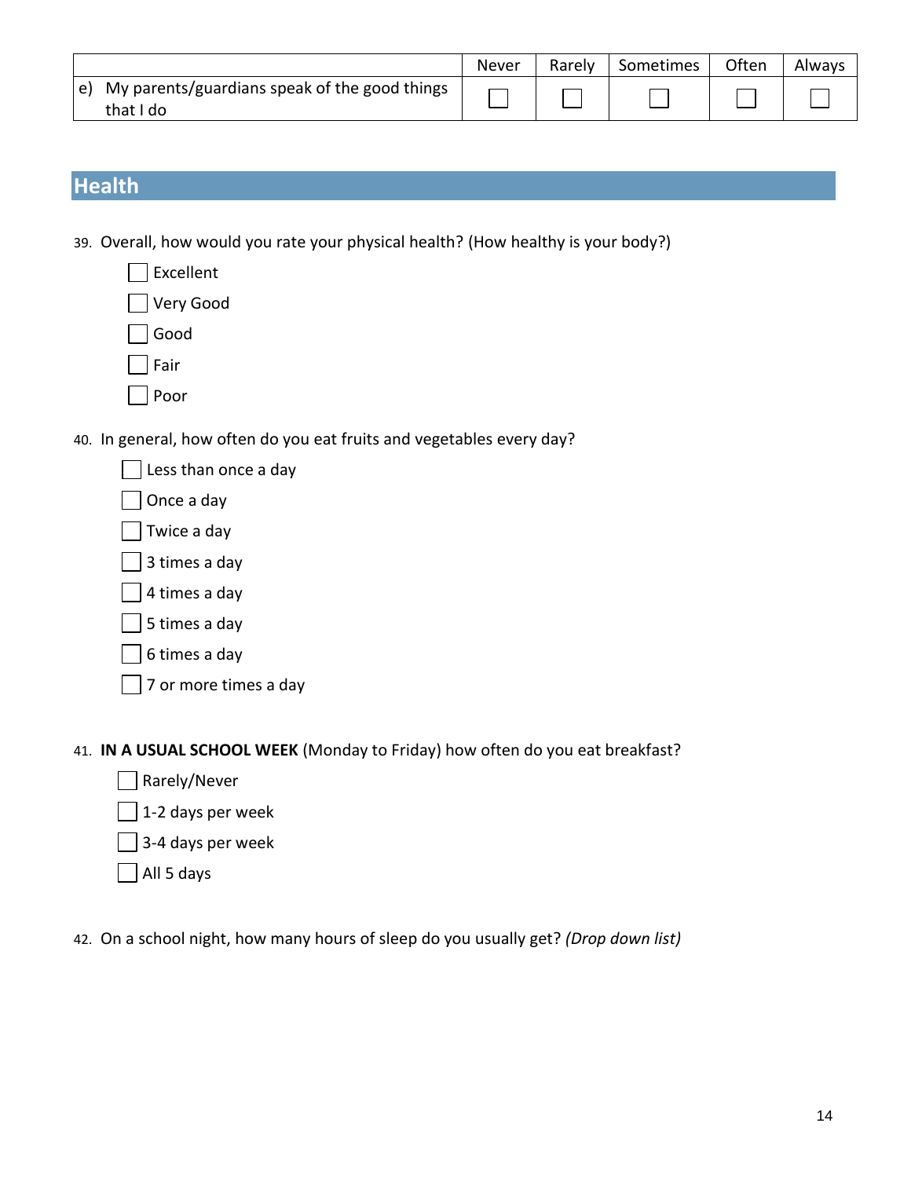| | Never | Rarely | Sometimes | Often | Always |
|---|---|---|---|---|---|
| e) My parents/guardians speak of the good things that I do | ☐ | ☐ | ☐ | ☐ | ☐ |

## Health

39. Overall, how would you rate your physical health? (How healthy is your body?)

    ☐ Excellent
    ☐ Very Good
    ☐ Good
    ☐ Fair
    ☐ Poor

40. In general, how often do you eat fruits and vegetables every day?

    ☐ Less than once a day
    ☐ Once a day
    ☐ Twice a day
    ☐ 3 times a day
    ☐ 4 times a day
    ☐ 5 times a day
    ☐ 6 times a day
    ☐ 7 or more times a day

41. **IN A USUAL SCHOOL WEEK** (Monday to Friday) how often do you eat breakfast?

    ☐ Rarely/Never
    ☐ 1-2 days per week
    ☐ 3-4 days per week
    ☐ All 5 days

42. On a school night, how many hours of sleep do you usually get? *(Drop down list)*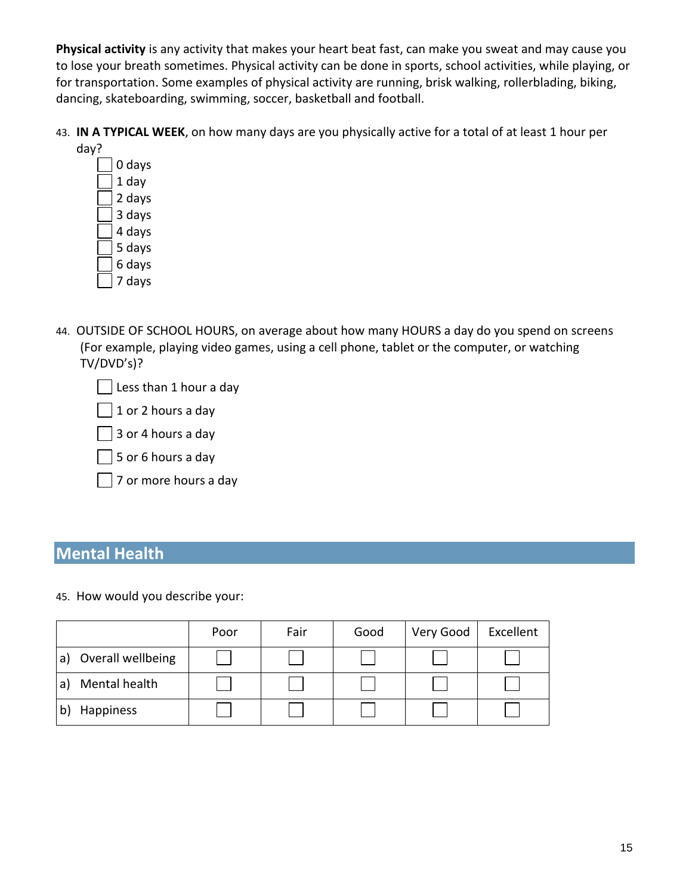**Physical activity** is any activity that makes your heart beat fast, can make you sweat and may cause you to lose your breath sometimes. Physical activity can be done in sports, school activities, while playing, or for transportation. Some examples of physical activity are running, brisk walking, rollerblading, biking, dancing, skateboarding, swimming, soccer, basketball and football.

43. **IN A TYPICAL WEEK**, on how many days are you physically active for a total of at least 1 hour per day?
    - ☐ 0 days
    - ☐ 1 day
    - ☐ 2 days
    - ☐ 3 days
    - ☐ 4 days
    - ☐ 5 days
    - ☐ 6 days
    - ☐ 7 days

44. OUTSIDE OF SCHOOL HOURS, on average about how many HOURS a day do you spend on screens (For example, playing video games, using a cell phone, tablet or the computer, or watching TV/DVD's)?
    - ☐ Less than 1 hour a day
    - ☐ 1 or 2 hours a day
    - ☐ 3 or 4 hours a day
    - ☐ 5 or 6 hours a day
    - ☐ 7 or more hours a day

## Mental Health

45. How would you describe your:

| | Poor | Fair | Good | Very Good | Excellent |
|---|---|---|---|---|---|
| a) Overall wellbeing | ☐ | ☐ | ☐ | ☐ | ☐ |
| a) Mental health | ☐ | ☐ | ☐ | ☐ | ☐ |
| b) Happiness | ☐ | ☐ | ☐ | ☐ | ☐ |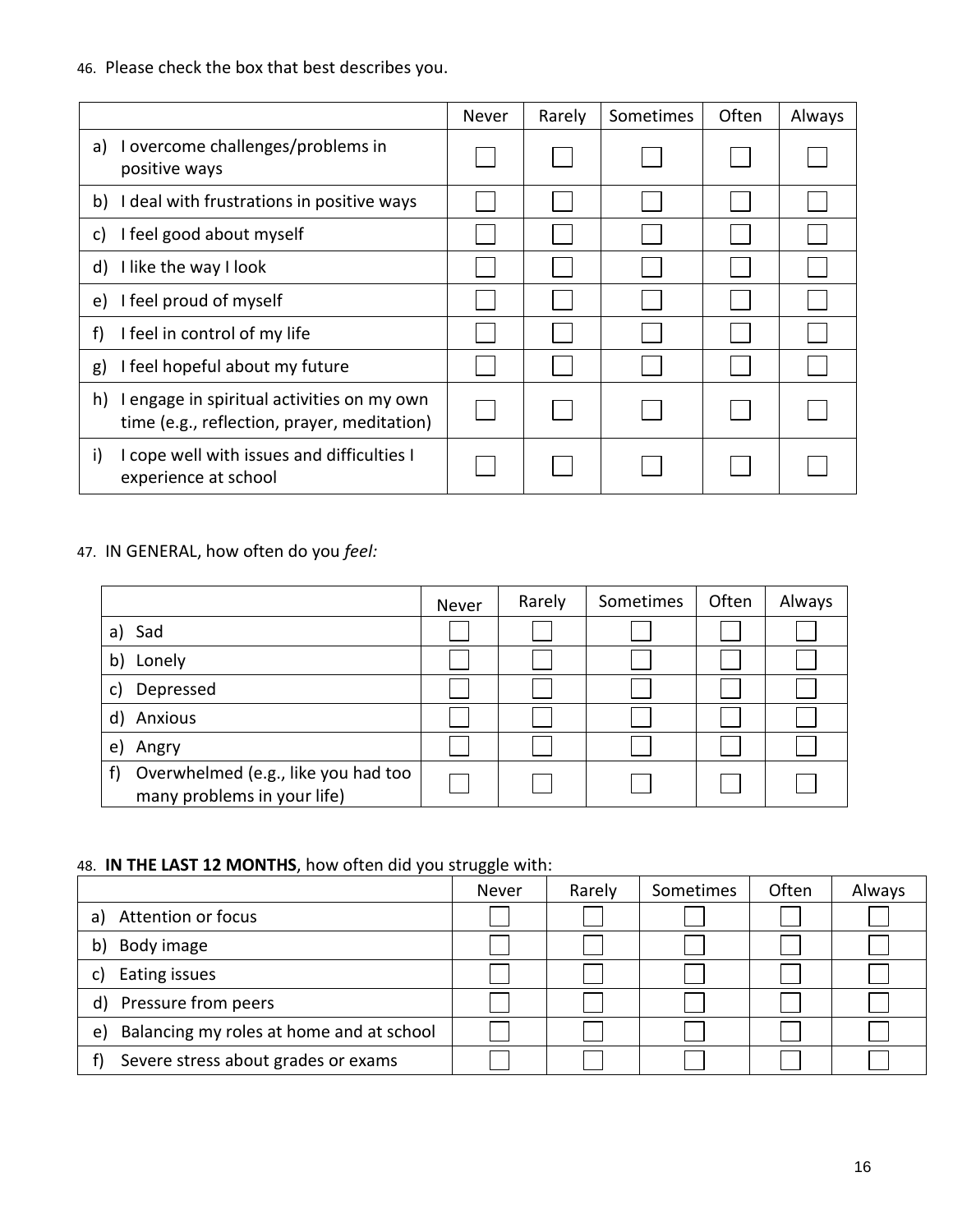46. Please check the box that best describes you.

| | Never | Rarely | Sometimes | Often | Always |
|---|---|---|---|---|---|
| a) I overcome challenges/problems in positive ways | ☐ | ☐ | ☐ | ☐ | ☐ |
| b) I deal with frustrations in positive ways | ☐ | ☐ | ☐ | ☐ | ☐ |
| c) I feel good about myself | ☐ | ☐ | ☐ | ☐ | ☐ |
| d) I like the way I look | ☐ | ☐ | ☐ | ☐ | ☐ |
| e) I feel proud of myself | ☐ | ☐ | ☐ | ☐ | ☐ |
| f) I feel in control of my life | ☐ | ☐ | ☐ | ☐ | ☐ |
| g) I feel hopeful about my future | ☐ | ☐ | ☐ | ☐ | ☐ |
| h) I engage in spiritual activities on my own time (e.g., reflection, prayer, meditation) | ☐ | ☐ | ☐ | ☐ | ☐ |
| i) I cope well with issues and difficulties I experience at school | ☐ | ☐ | ☐ | ☐ | ☐ |

47. IN GENERAL, how often do you *feel:*

| | Never | Rarely | Sometimes | Often | Always |
|---|---|---|---|---|---|
| a) Sad | ☐ | ☐ | ☐ | ☐ | ☐ |
| b) Lonely | ☐ | ☐ | ☐ | ☐ | ☐ |
| c) Depressed | ☐ | ☐ | ☐ | ☐ | ☐ |
| d) Anxious | ☐ | ☐ | ☐ | ☐ | ☐ |
| e) Angry | ☐ | ☐ | ☐ | ☐ | ☐ |
| f) Overwhelmed (e.g., like you had too many problems in your life) | ☐ | ☐ | ☐ | ☐ | ☐ |

48. **IN THE LAST 12 MONTHS**, how often did you struggle with:

| | Never | Rarely | Sometimes | Often | Always |
|---|---|---|---|---|---|
| a) Attention or focus | ☐ | ☐ | ☐ | ☐ | ☐ |
| b) Body image | ☐ | ☐ | ☐ | ☐ | ☐ |
| c) Eating issues | ☐ | ☐ | ☐ | ☐ | ☐ |
| d) Pressure from peers | ☐ | ☐ | ☐ | ☐ | ☐ |
| e) Balancing my roles at home and at school | ☐ | ☐ | ☐ | ☐ | ☐ |
| f) Severe stress about grades or exams | ☐ | ☐ | ☐ | ☐ | ☐ |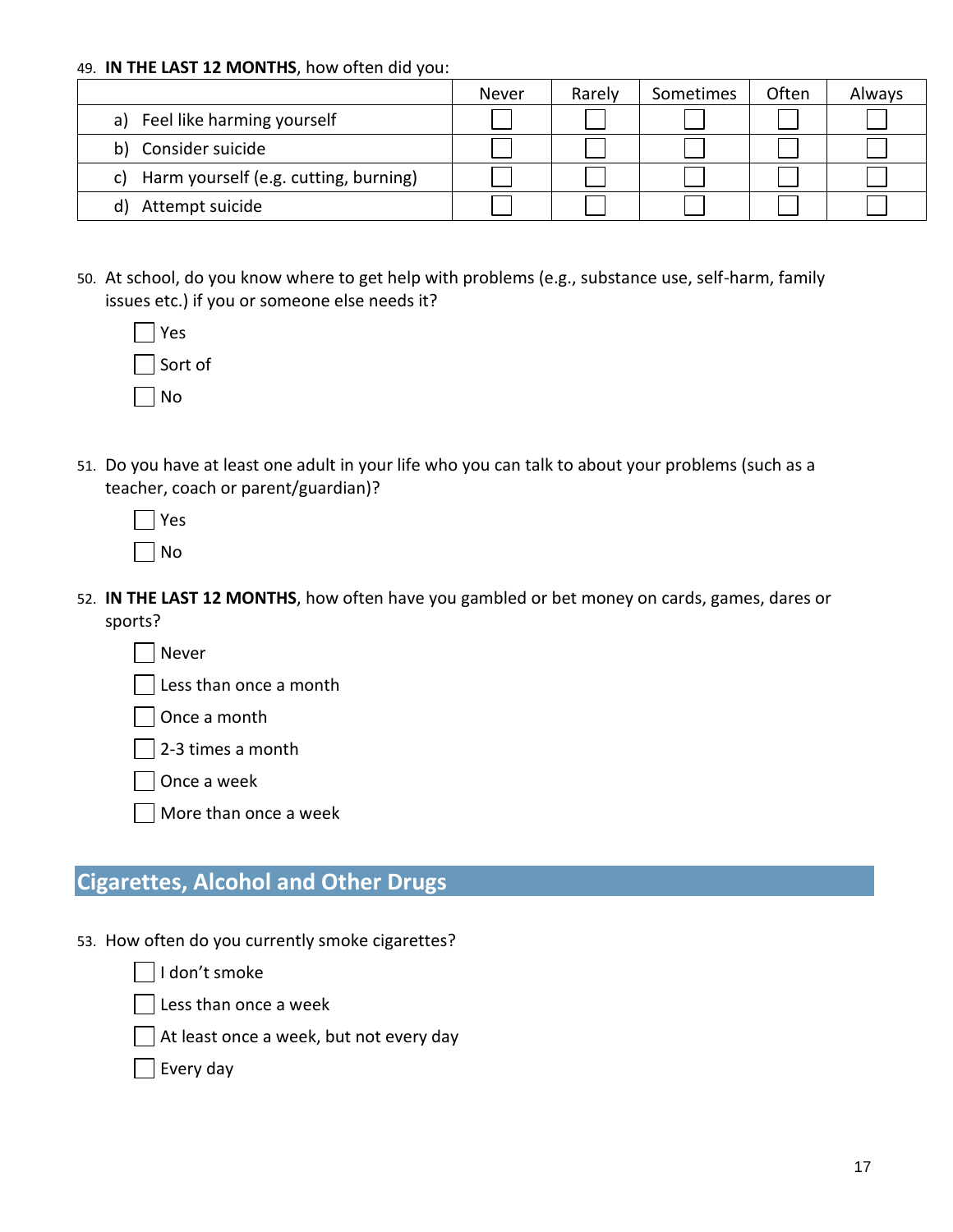49. **IN THE LAST 12 MONTHS**, how often did you:

| | Never | Rarely | Sometimes | Often | Always |
|---|---|---|---|---|---|
| a) Feel like harming yourself | ☐ | ☐ | ☐ | ☐ | ☐ |
| b) Consider suicide | ☐ | ☐ | ☐ | ☐ | ☐ |
| c) Harm yourself (e.g. cutting, burning) | ☐ | ☐ | ☐ | ☐ | ☐ |
| d) Attempt suicide | ☐ | ☐ | ☐ | ☐ | ☐ |

50. At school, do you know where to get help with problems (e.g., substance use, self-harm, family issues etc.) if you or someone else needs it?

- ☐ Yes
- ☐ Sort of
- ☐ No

51. Do you have at least one adult in your life who you can talk to about your problems (such as a teacher, coach or parent/guardian)?

- ☐ Yes
- ☐ No

52. **IN THE LAST 12 MONTHS**, how often have you gambled or bet money on cards, games, dares or sports?

- ☐ Never
- ☐ Less than once a month
- ☐ Once a month
- ☐ 2-3 times a month
- ☐ Once a week
- ☐ More than once a week

## Cigarettes, Alcohol and Other Drugs

53. How often do you currently smoke cigarettes?

- ☐ I don't smoke
- ☐ Less than once a week
- ☐ At least once a week, but not every day
- ☐ Every day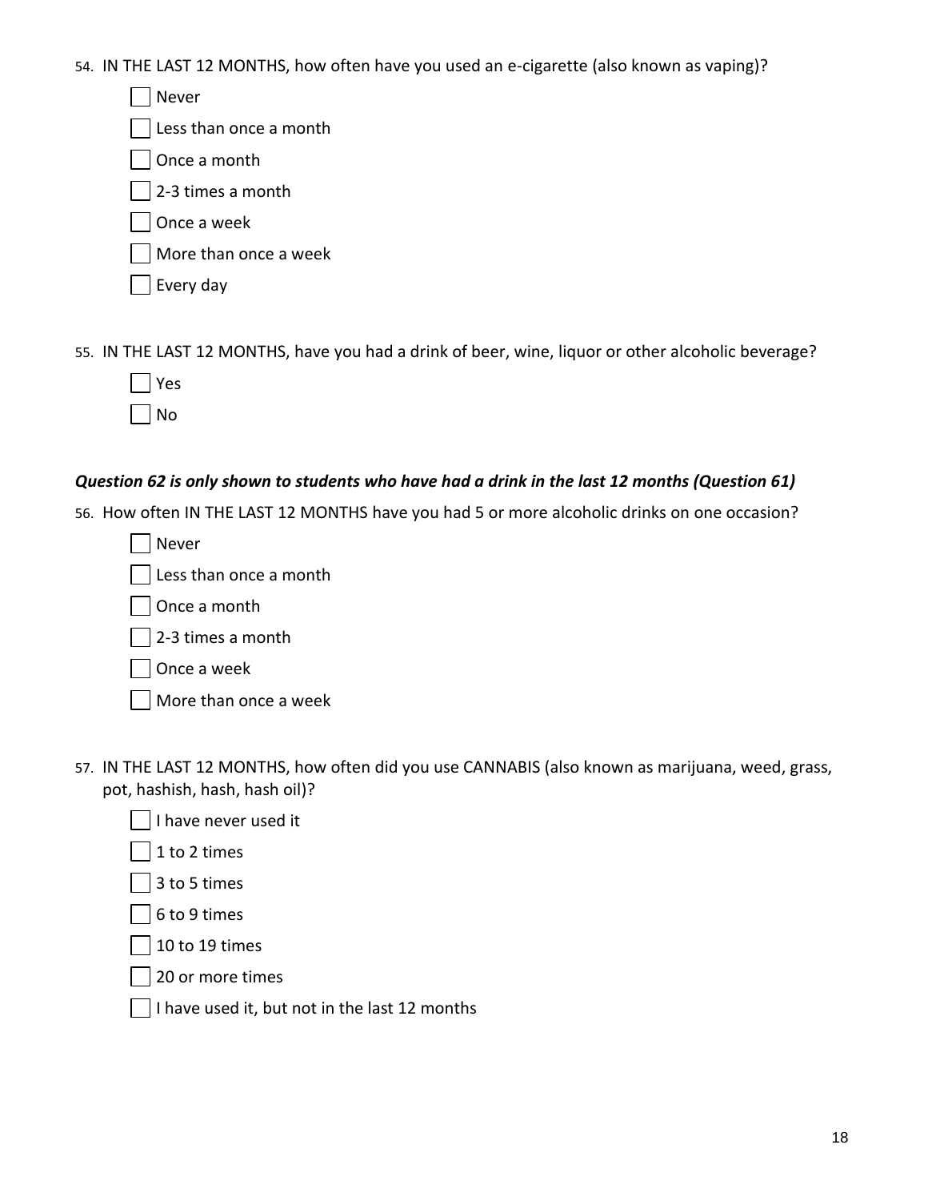54. IN THE LAST 12 MONTHS, how often have you used an e-cigarette (also known as vaping)?

- [ ] Never
- [ ] Less than once a month
- [ ] Once a month
- [ ] 2-3 times a month
- [ ] Once a week
- [ ] More than once a week
- [ ] Every day

55. IN THE LAST 12 MONTHS, have you had a drink of beer, wine, liquor or other alcoholic beverage?

- [ ] Yes
- [ ] No

***Question 62 is only shown to students who have had a drink in the last 12 months (Question 61)***

56. How often IN THE LAST 12 MONTHS have you had 5 or more alcoholic drinks on one occasion?

- [ ] Never
- [ ] Less than once a month
- [ ] Once a month
- [ ] 2-3 times a month
- [ ] Once a week
- [ ] More than once a week

57. IN THE LAST 12 MONTHS, how often did you use CANNABIS (also known as marijuana, weed, grass, pot, hashish, hash, hash oil)?

- [ ] I have never used it
- [ ] 1 to 2 times
- [ ] 3 to 5 times
- [ ] 6 to 9 times
- [ ] 10 to 19 times
- [ ] 20 or more times
- [ ] I have used it, but not in the last 12 months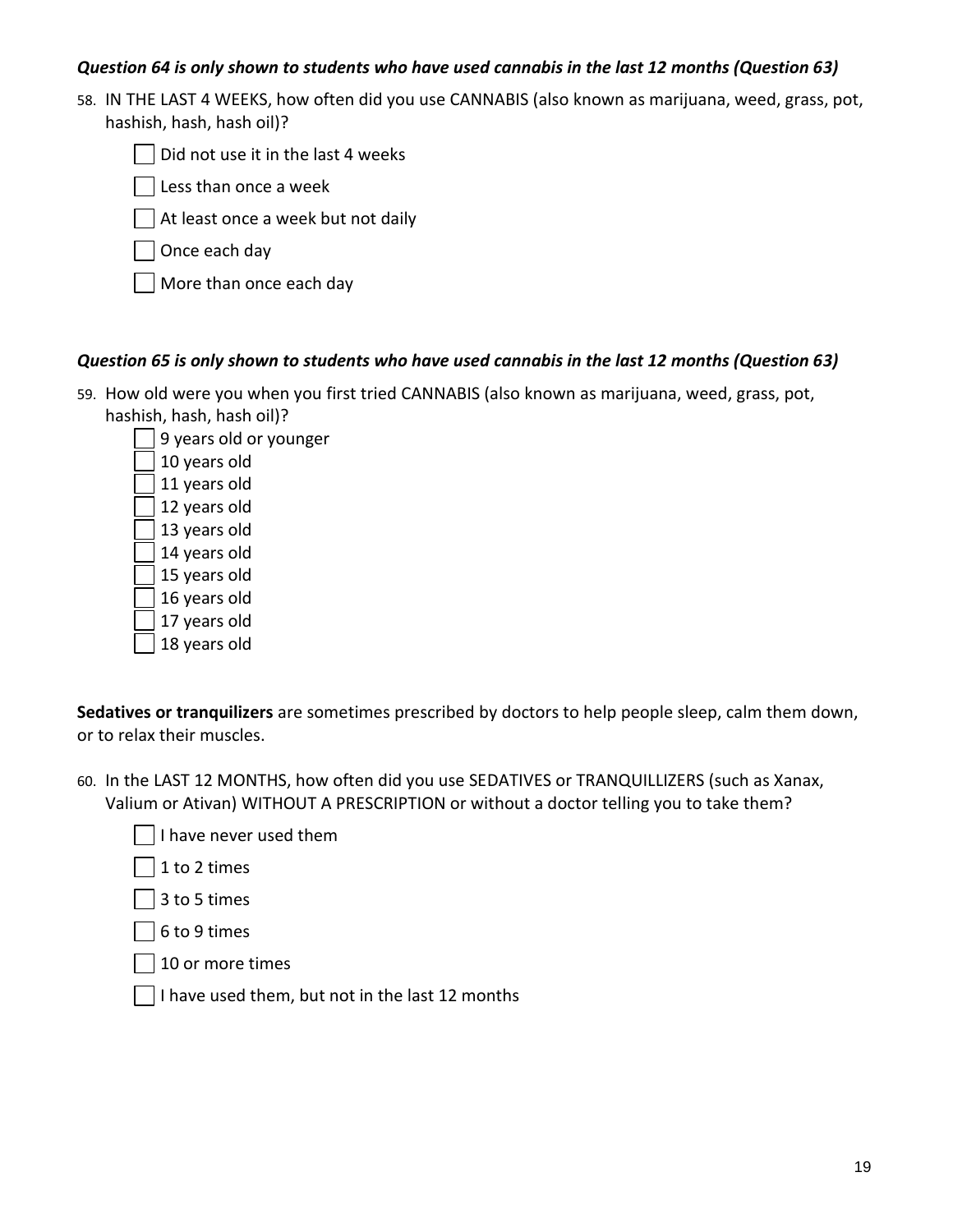***Question 64 is only shown to students who have used cannabis in the last 12 months (Question 63)***

58. IN THE LAST 4 WEEKS, how often did you use CANNABIS (also known as marijuana, weed, grass, pot, hashish, hash, hash oil)?

- [ ] Did not use it in the last 4 weeks
- [ ] Less than once a week
- [ ] At least once a week but not daily
- [ ] Once each day
- [ ] More than once each day

***Question 65 is only shown to students who have used cannabis in the last 12 months (Question 63)***

59. How old were you when you first tried CANNABIS (also known as marijuana, weed, grass, pot, hashish, hash, hash oil)?

- [ ] 9 years old or younger
- [ ] 10 years old
- [ ] 11 years old
- [ ] 12 years old
- [ ] 13 years old
- [ ] 14 years old
- [ ] 15 years old
- [ ] 16 years old
- [ ] 17 years old
- [ ] 18 years old

**Sedatives or tranquilizers** are sometimes prescribed by doctors to help people sleep, calm them down, or to relax their muscles.

60. In the LAST 12 MONTHS, how often did you use SEDATIVES or TRANQUILLIZERS (such as Xanax, Valium or Ativan) WITHOUT A PRESCRIPTION or without a doctor telling you to take them?

- [ ] I have never used them
- [ ] 1 to 2 times
- [ ] 3 to 5 times
- [ ] 6 to 9 times
- [ ] 10 or more times
- [ ] I have used them, but not in the last 12 months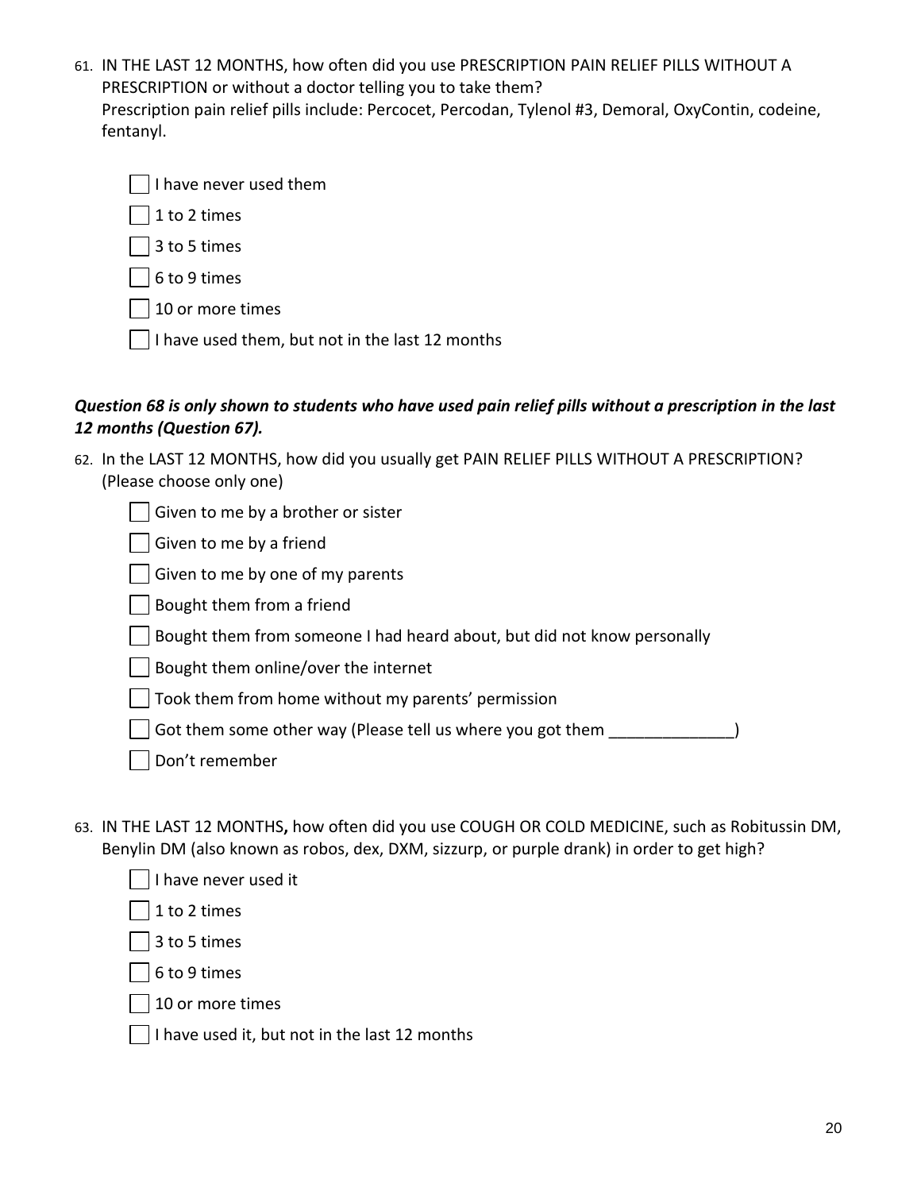61. IN THE LAST 12 MONTHS, how often did you use PRESCRIPTION PAIN RELIEF PILLS WITHOUT A PRESCRIPTION or without a doctor telling you to take them?
    Prescription pain relief pills include: Percocet, Percodan, Tylenol #3, Demoral, OxyContin, codeine, fentanyl.

    - ☐ I have never used them
    - ☐ 1 to 2 times
    - ☐ 3 to 5 times
    - ☐ 6 to 9 times
    - ☐ 10 or more times
    - ☐ I have used them, but not in the last 12 months

***Question 68 is only shown to students who have used pain relief pills without a prescription in the last 12 months (Question 67).***

62. In the LAST 12 MONTHS, how did you usually get PAIN RELIEF PILLS WITHOUT A PRESCRIPTION? (Please choose only one)

    - ☐ Given to me by a brother or sister
    - ☐ Given to me by a friend
    - ☐ Given to me by one of my parents
    - ☐ Bought them from a friend
    - ☐ Bought them from someone I had heard about, but did not know personally
    - ☐ Bought them online/over the internet
    - ☐ Took them from home without my parents' permission
    - ☐ Got them some other way (Please tell us where you got them ______________)
    - ☐ Don't remember

63. IN THE LAST 12 MONTHS**,** how often did you use COUGH OR COLD MEDICINE, such as Robitussin DM, Benylin DM (also known as robos, dex, DXM, sizzurp, or purple drank) in order to get high?

    - ☐ I have never used it
    - ☐ 1 to 2 times
    - ☐ 3 to 5 times
    - ☐ 6 to 9 times
    - ☐ 10 or more times
    - ☐ I have used it, but not in the last 12 months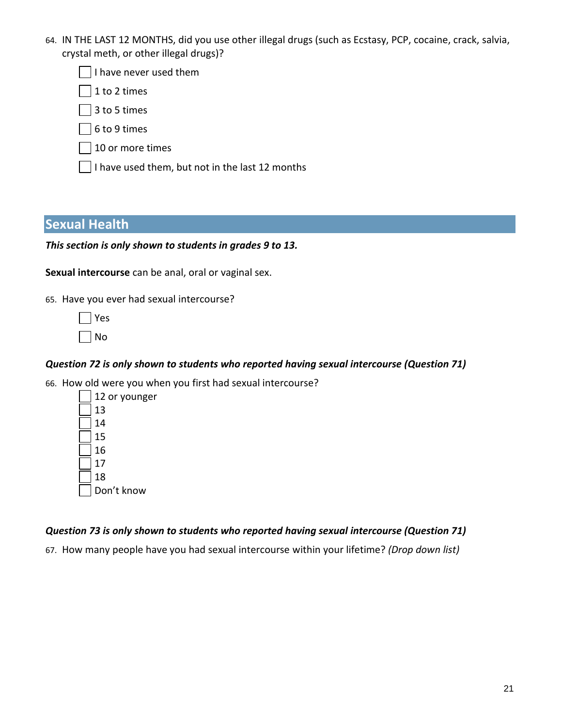64. IN THE LAST 12 MONTHS, did you use other illegal drugs (such as Ecstasy, PCP, cocaine, crack, salvia, crystal meth, or other illegal drugs)?

- [ ] I have never used them
- [ ] 1 to 2 times
- [ ] 3 to 5 times
- [ ] 6 to 9 times
- [ ] 10 or more times
- [ ] I have used them, but not in the last 12 months

## Sexual Health

***This section is only shown to students in grades 9 to 13.***

**Sexual intercourse** can be anal, oral or vaginal sex.

65. Have you ever had sexual intercourse?

- [ ] Yes
- [ ] No

***Question 72 is only shown to students who reported having sexual intercourse (Question 71)***

66. How old were you when you first had sexual intercourse?

- [ ] 12 or younger
- [ ] 13
- [ ] 14
- [ ] 15
- [ ] 16
- [ ] 17
- [ ] 18
- [ ] Don't know

***Question 73 is only shown to students who reported having sexual intercourse (Question 71)***

67. How many people have you had sexual intercourse within your lifetime? *(Drop down list)*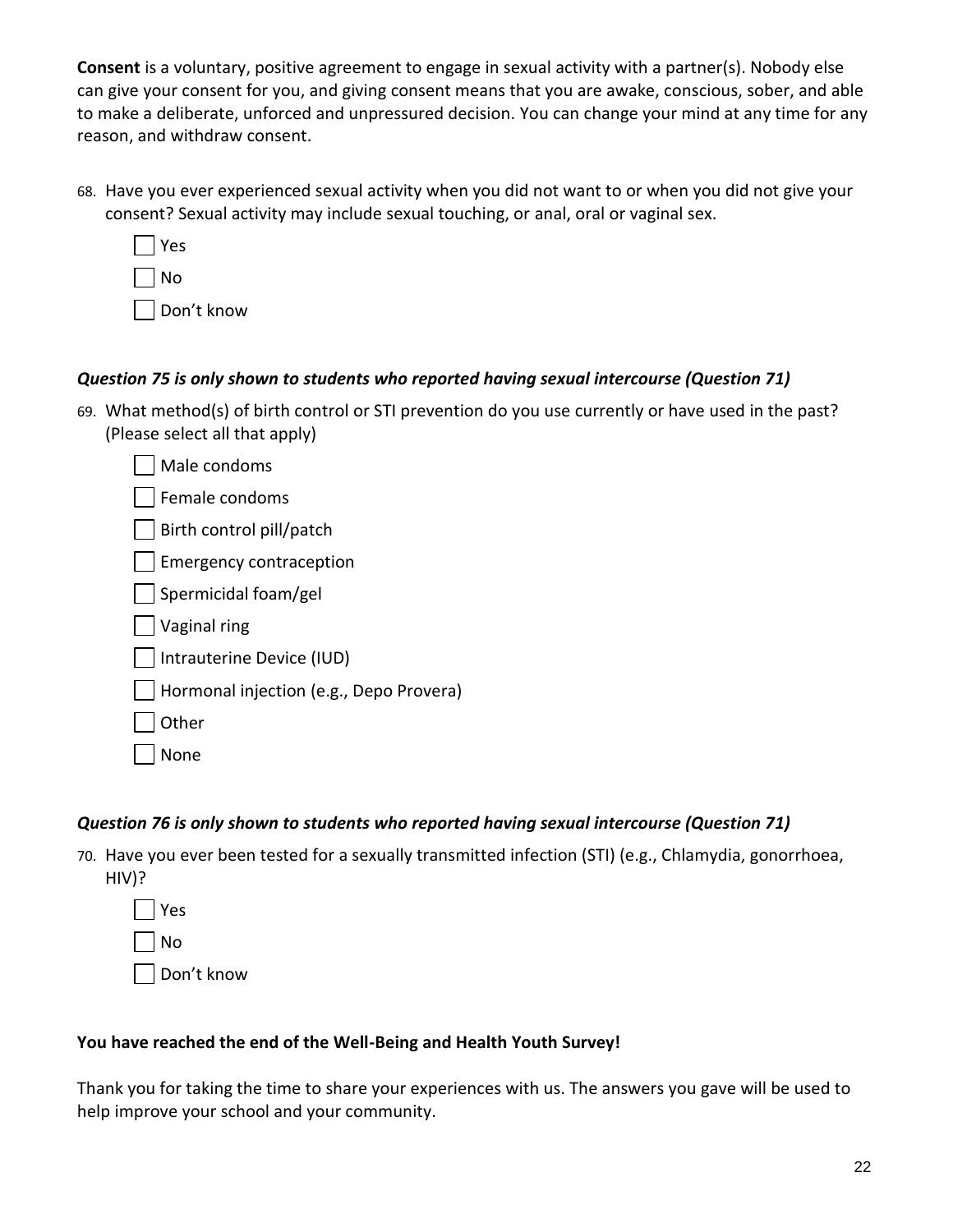**Consent** is a voluntary, positive agreement to engage in sexual activity with a partner(s). Nobody else can give your consent for you, and giving consent means that you are awake, conscious, sober, and able to make a deliberate, unforced and unpressured decision. You can change your mind at any time for any reason, and withdraw consent.

68. Have you ever experienced sexual activity when you did not want to or when you did not give your consent? Sexual activity may include sexual touching, or anal, oral or vaginal sex.

- [ ] Yes
- [ ] No
- [ ] Don't know

***Question 75 is only shown to students who reported having sexual intercourse (Question 71)***

69. What method(s) of birth control or STI prevention do you use currently or have used in the past? (Please select all that apply)

- [ ] Male condoms
- [ ] Female condoms
- [ ] Birth control pill/patch
- [ ] Emergency contraception
- [ ] Spermicidal foam/gel
- [ ] Vaginal ring
- [ ] Intrauterine Device (IUD)
- [ ] Hormonal injection (e.g., Depo Provera)
- [ ] Other
- [ ] None

***Question 76 is only shown to students who reported having sexual intercourse (Question 71)***

70. Have you ever been tested for a sexually transmitted infection (STI) (e.g., Chlamydia, gonorrhoea, HIV)?

- [ ] Yes
- [ ] No
- [ ] Don't know

**You have reached the end of the Well-Being and Health Youth Survey!**

Thank you for taking the time to share your experiences with us. The answers you gave will be used to help improve your school and your community.